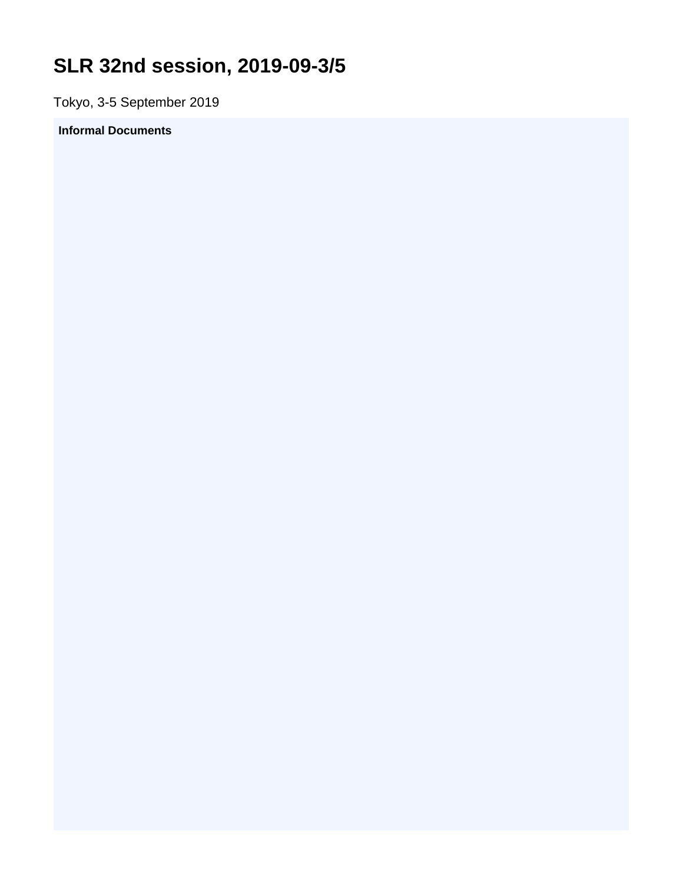# SLR 32nd session, 2019-09-3/5

Tokyo, 3-5 September 2019

**Informal Documents**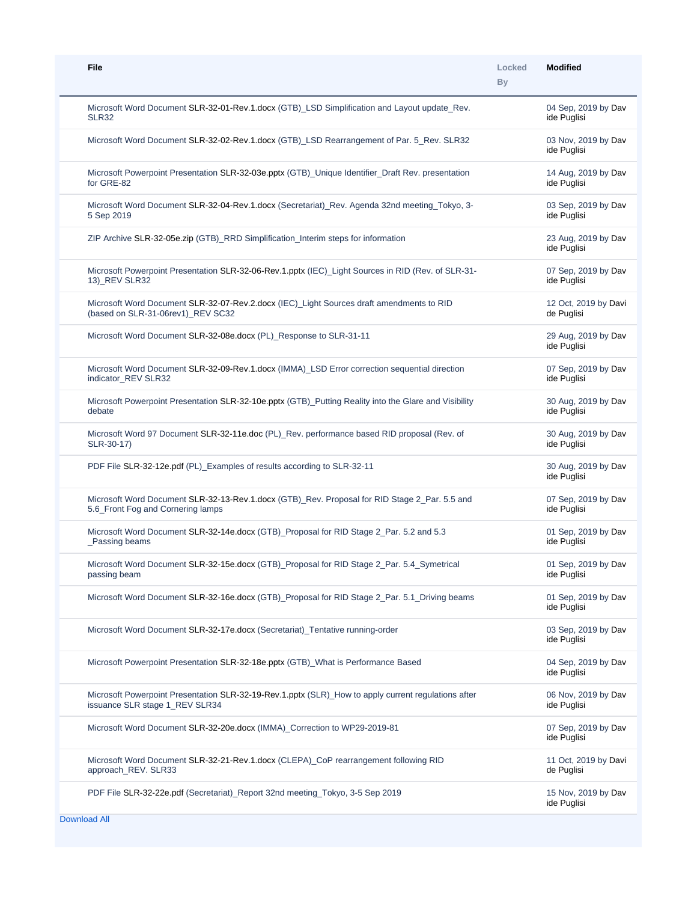| File | Locked By | Modified |
| --- | --- | --- |
| Microsoft Word Document SLR-32-01-Rev.1.docx (GTB)_LSD Simplification and Layout update_Rev. SLR32 | | 04 Sep, 2019 by Davide Puglisi |
| Microsoft Word Document SLR-32-02-Rev.1.docx (GTB)_LSD Rearrangement of Par. 5_Rev. SLR32 | | 03 Nov, 2019 by Davide Puglisi |
| Microsoft Powerpoint Presentation SLR-32-03e.pptx (GTB)_Unique Identifier_Draft Rev. presentation for GRE-82 | | 14 Aug, 2019 by Davide Puglisi |
| Microsoft Word Document SLR-32-04-Rev.1.docx (Secretariat)_Rev. Agenda 32nd meeting_Tokyo, 3-5 Sep 2019 | | 03 Sep, 2019 by Davide Puglisi |
| ZIP Archive SLR-32-05e.zip (GTB)_RRD Simplification_Interim steps for information | | 23 Aug, 2019 by Davide Puglisi |
| Microsoft Powerpoint Presentation SLR-32-06-Rev.1.pptx (IEC)_Light Sources in RID (Rev. of SLR-31-13)_REV SLR32 | | 07 Sep, 2019 by Davide Puglisi |
| Microsoft Word Document SLR-32-07-Rev.2.docx (IEC)_Light Sources draft amendments to RID (based on SLR-31-06rev1)_REV SC32 | | 12 Oct, 2019 by Davide Puglisi |
| Microsoft Word Document SLR-32-08e.docx (PL)_Response to SLR-31-11 | | 29 Aug, 2019 by Davide Puglisi |
| Microsoft Word Document SLR-32-09-Rev.1.docx (IMMA)_LSD Error correction sequential direction indicator_REV SLR32 | | 07 Sep, 2019 by Davide Puglisi |
| Microsoft Powerpoint Presentation SLR-32-10e.pptx (GTB)_Putting Reality into the Glare and Visibility debate | | 30 Aug, 2019 by Davide Puglisi |
| Microsoft Word 97 Document SLR-32-11e.doc (PL)_Rev. performance based RID proposal (Rev. of SLR-30-17) | | 30 Aug, 2019 by Davide Puglisi |
| PDF File SLR-32-12e.pdf (PL)_Examples of results according to SLR-32-11 | | 30 Aug, 2019 by Davide Puglisi |
| Microsoft Word Document SLR-32-13-Rev.1.docx (GTB)_Rev. Proposal for RID Stage 2_Par. 5.5 and 5.6_Front Fog and Cornering lamps | | 07 Sep, 2019 by Davide Puglisi |
| Microsoft Word Document SLR-32-14e.docx (GTB)_Proposal for RID Stage 2_Par. 5.2 and 5.3 _Passing beams | | 01 Sep, 2019 by Davide Puglisi |
| Microsoft Word Document SLR-32-15e.docx (GTB)_Proposal for RID Stage 2_Par. 5.4_Symetrical passing beam | | 01 Sep, 2019 by Davide Puglisi |
| Microsoft Word Document SLR-32-16e.docx (GTB)_Proposal for RID Stage 2_Par. 5.1_Driving beams | | 01 Sep, 2019 by Davide Puglisi |
| Microsoft Word Document SLR-32-17e.docx (Secretariat)_Tentative running-order | | 03 Sep, 2019 by Davide Puglisi |
| Microsoft Powerpoint Presentation SLR-32-18e.pptx (GTB)_What is Performance Based | | 04 Sep, 2019 by Davide Puglisi |
| Microsoft Powerpoint Presentation SLR-32-19-Rev.1.pptx (SLR)_How to apply current regulations after issuance SLR stage 1_REV SLR34 | | 06 Nov, 2019 by Davide Puglisi |
| Microsoft Word Document SLR-32-20e.docx (IMMA)_Correction to WP29-2019-81 | | 07 Sep, 2019 by Davide Puglisi |
| Microsoft Word Document SLR-32-21-Rev.1.docx (CLEPA)_CoP rearrangement following RID approach_REV. SLR33 | | 11 Oct, 2019 by Davide Puglisi |
| PDF File SLR-32-22e.pdf (Secretariat)_Report 32nd meeting_Tokyo, 3-5 Sep 2019 | | 15 Nov, 2019 by Davide Puglisi |

Download All